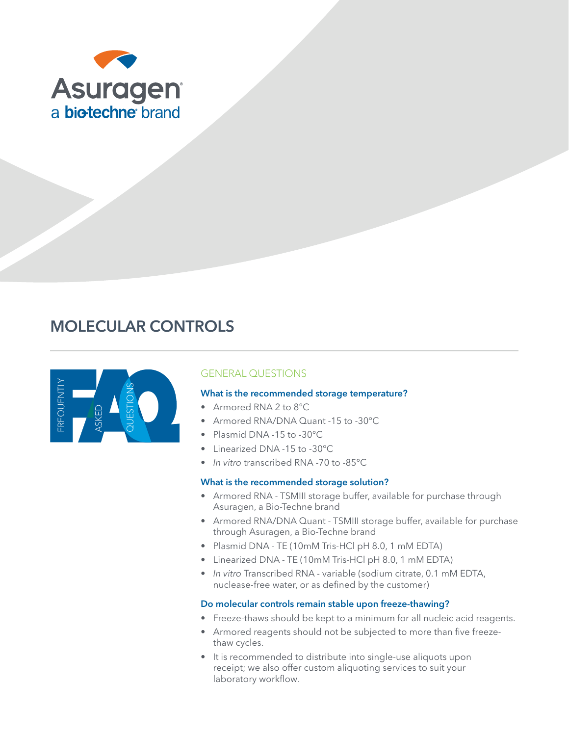Asuragen

a bio-techne brand

# MOLECULAR CONTROLS

FREQUENTLY ASKED QUESTIONS

## GENERAL QUESTIONS

### What is the recommended storage temperature?

- Armored RNA 2 to 8°C
- Armored RNA/DNA Quant -15 to -30°C
- Plasmid DNA -15 to -30°C
- Linearized DNA -15 to -30°C
- *In vitro* transcribed RNA -70 to -85°C

### What is the recommended storage solution?

- Armored RNA - TSMIII storage buffer, available for purchase through Asuragen, a Bio-Techne brand
- Armored RNA/DNA Quant - TSMIII storage buffer, available for purchase through Asuragen, a Bio-Techne brand
- Plasmid DNA - TE (10mM Tris-HCl pH 8.0, 1 mM EDTA)
- Linearized DNA - TE (10mM Tris-HCl pH 8.0, 1 mM EDTA)
- *In vitro* Transcribed RNA - variable (sodium citrate, 0.1 mM EDTA, nuclease-free water, or as defined by the customer)

### Do molecular controls remain stable upon freeze-thawing?

- Freeze-thaws should be kept to a minimum for all nucleic acid reagents.
- Armored reagents should not be subjected to more than five freeze-thaw cycles.
- It is recommended to distribute into single-use aliquots upon receipt; we also offer custom aliquoting services to suit your laboratory workflow.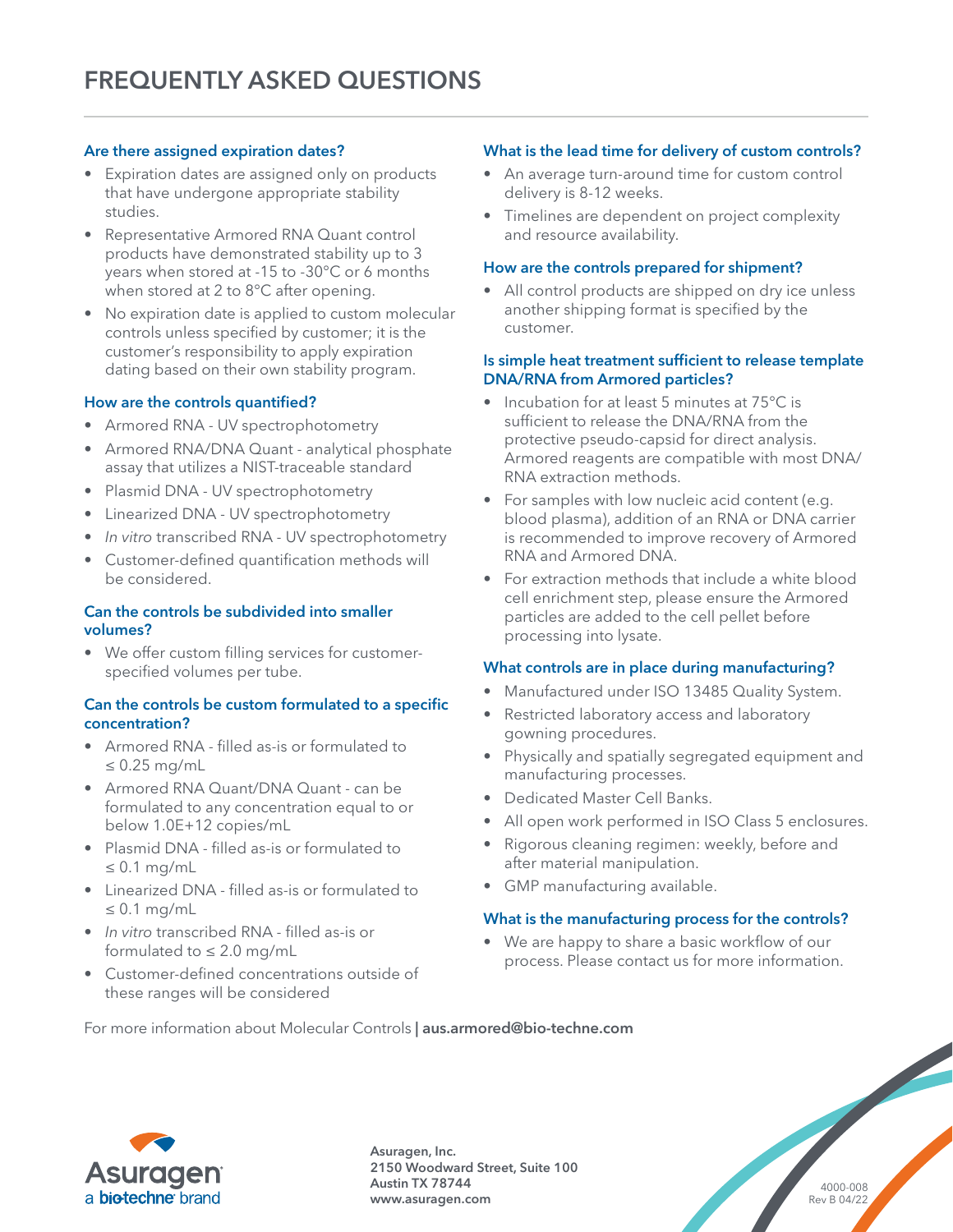# FREQUENTLY ASKED QUESTIONS

### Are there assigned expiration dates?

- Expiration dates are assigned only on products that have undergone appropriate stability studies.
- Representative Armored RNA Quant control products have demonstrated stability up to 3 years when stored at -15 to -30°C or 6 months when stored at 2 to 8°C after opening.
- No expiration date is applied to custom molecular controls unless specified by customer; it is the customer's responsibility to apply expiration dating based on their own stability program.

### How are the controls quantified?

- Armored RNA - UV spectrophotometry
- Armored RNA/DNA Quant - analytical phosphate assay that utilizes a NIST-traceable standard
- Plasmid DNA - UV spectrophotometry
- Linearized DNA - UV spectrophotometry
- *In vitro* transcribed RNA - UV spectrophotometry
- Customer-defined quantification methods will be considered.

### Can the controls be subdivided into smaller volumes?

- We offer custom filling services for customer-specified volumes per tube.

### Can the controls be custom formulated to a specific concentration?

- Armored RNA - filled as-is or formulated to ≤ 0.25 mg/mL
- Armored RNA Quant/DNA Quant - can be formulated to any concentration equal to or below 1.0E+12 copies/mL
- Plasmid DNA - filled as-is or formulated to ≤ 0.1 mg/mL
- Linearized DNA - filled as-is or formulated to ≤ 0.1 mg/mL
- *In vitro* transcribed RNA - filled as-is or formulated to ≤ 2.0 mg/mL
- Customer-defined concentrations outside of these ranges will be considered

### What is the lead time for delivery of custom controls?

- An average turn-around time for custom control delivery is 8-12 weeks.
- Timelines are dependent on project complexity and resource availability.

### How are the controls prepared for shipment?

- All control products are shipped on dry ice unless another shipping format is specified by the customer.

### Is simple heat treatment sufficient to release template DNA/RNA from Armored particles?

- Incubation for at least 5 minutes at 75°C is sufficient to release the DNA/RNA from the protective pseudo-capsid for direct analysis. Armored reagents are compatible with most DNA/RNA extraction methods.
- For samples with low nucleic acid content (e.g. blood plasma), addition of an RNA or DNA carrier is recommended to improve recovery of Armored RNA and Armored DNA.
- For extraction methods that include a white blood cell enrichment step, please ensure the Armored particles are added to the cell pellet before processing into lysate.

### What controls are in place during manufacturing?

- Manufactured under ISO 13485 Quality System.
- Restricted laboratory access and laboratory gowning procedures.
- Physically and spatially segregated equipment and manufacturing processes.
- Dedicated Master Cell Banks.
- All open work performed in ISO Class 5 enclosures.
- Rigorous cleaning regimen: weekly, before and after material manipulation.
- GMP manufacturing available.

### What is the manufacturing process for the controls?

- We are happy to share a basic workflow of our process. Please contact us for more information.

For more information about Molecular Controls | **aus.armored@bio-techne.com**

Asuragen
a bio-techne brand

**Asuragen, Inc.**
**2150 Woodward Street, Suite 100**
**Austin TX 78744**
**www.asuragen.com**

4000-008
Rev B 04/22